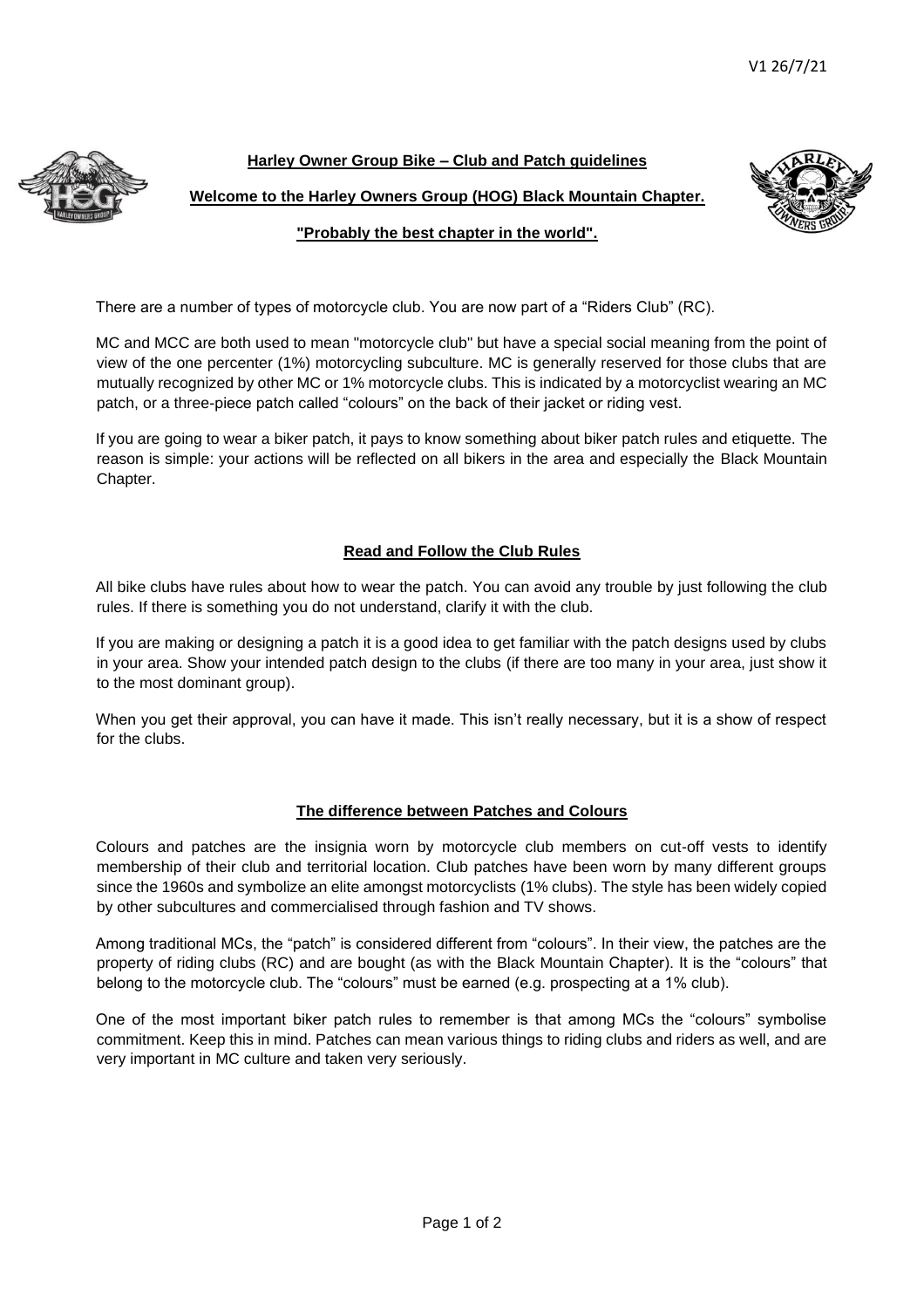V1 26/7/21

# Harley Owner Group Bike – Club and Patch guidelines

## Welcome to the Harley Owners Group (HOG) Black Mountain Chapter.

### "Probably the best chapter in the world".

There are a number of types of motorcycle club. You are now part of a "Riders Club" (RC).

MC and MCC are both used to mean "motorcycle club" but have a special social meaning from the point of view of the one percenter (1%) motorcycling subculture. MC is generally reserved for those clubs that are mutually recognized by other MC or 1% motorcycle clubs. This is indicated by a motorcyclist wearing an MC patch, or a three-piece patch called "colours" on the back of their jacket or riding vest.

If you are going to wear a biker patch, it pays to know something about biker patch rules and etiquette. The reason is simple: your actions will be reflected on all bikers in the area and especially the Black Mountain Chapter.

## Read and Follow the Club Rules

All bike clubs have rules about how to wear the patch. You can avoid any trouble by just following the club rules. If there is something you do not understand, clarify it with the club.

If you are making or designing a patch it is a good idea to get familiar with the patch designs used by clubs in your area. Show your intended patch design to the clubs (if there are too many in your area, just show it to the most dominant group).

When you get their approval, you can have it made. This isn't really necessary, but it is a show of respect for the clubs.

## The difference between Patches and Colours

Colours and patches are the insignia worn by motorcycle club members on cut-off vests to identify membership of their club and territorial location. Club patches have been worn by many different groups since the 1960s and symbolize an elite amongst motorcyclists (1% clubs). The style has been widely copied by other subcultures and commercialised through fashion and TV shows.

Among traditional MCs, the "patch" is considered different from "colours". In their view, the patches are the property of riding clubs (RC) and are bought (as with the Black Mountain Chapter). It is the "colours" that belong to the motorcycle club. The "colours" must be earned (e.g. prospecting at a 1% club).

One of the most important biker patch rules to remember is that among MCs the "colours" symbolise commitment. Keep this in mind. Patches can mean various things to riding clubs and riders as well, and are very important in MC culture and taken very seriously.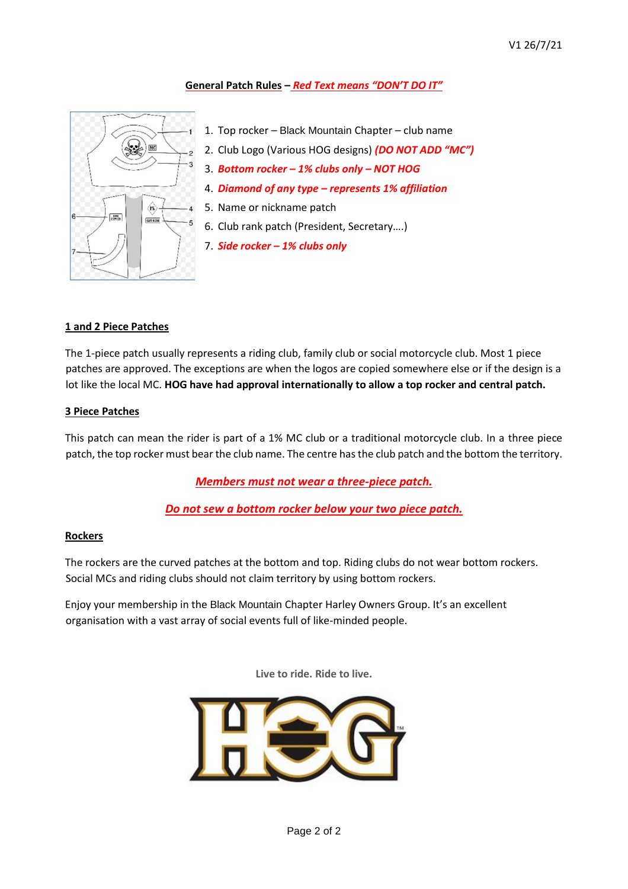V1 26/7/21

**General Patch Rules – *Red Text means "DON'T DO IT"***

1. Top rocker – Black Mountain Chapter – club name
2. Club Logo (Various HOG designs) ***(DO NOT ADD "MC")***
3. ***Bottom rocker – 1% clubs only – NOT HOG***
4. ***Diamond of any type – represents 1% affiliation***
5. Name or nickname patch
6. Club rank patch (President, Secretary….)
7. ***Side rocker – 1% clubs only***

## 1 and 2 Piece Patches

The 1-piece patch usually represents a riding club, family club or social motorcycle club. Most 1 piece patches are approved. The exceptions are when the logos are copied somewhere else or if the design is a lot like the local MC. **HOG have had approval internationally to allow a top rocker and central patch.**

## 3 Piece Patches

This patch can mean the rider is part of a 1% MC club or a traditional motorcycle club. In a three piece patch, the top rocker must bear the club name. The centre has the club patch and the bottom the territory.

***Members must not wear a three-piece patch.***

***Do not sew a bottom rocker below your two piece patch.***

## Rockers

The rockers are the curved patches at the bottom and top. Riding clubs do not wear bottom rockers. Social MCs and riding clubs should not claim territory by using bottom rockers.

Enjoy your membership in the Black Mountain Chapter Harley Owners Group. It's an excellent organisation with a vast array of social events full of like-minded people.

**Live to ride. Ride to live.**

HOG™